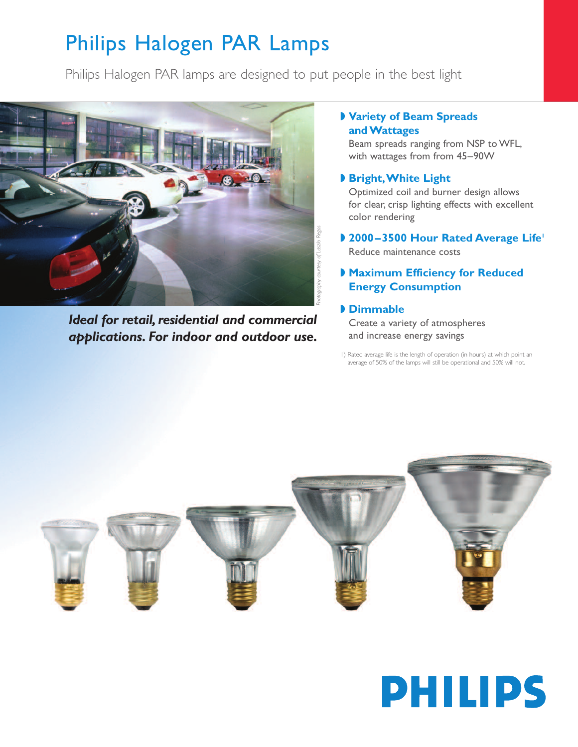# Philips Halogen PAR Lamps

Philips Halogen PAR lamps are designed to put people in the best light

Photography courtesy of Laszlo Regos

***Ideal for retail, residential and commercial applications. For indoor and outdoor use.***

### Variety of Beam Spreads and Wattages

Beam spreads ranging from NSP to WFL, with wattages from from 45–90W

### Bright, White Light

Optimized coil and burner design allows for clear, crisp lighting effects with excellent color rendering

### 2000–3500 Hour Rated Average Life[1]

Reduce maintenance costs

### Maximum Efficiency for Reduced Energy Consumption

### Dimmable

Create a variety of atmospheres and increase energy savings

1) Rated average life is the length of operation (in hours) at which point an average of 50% of the lamps will still be operational and 50% will not.

PHILIPS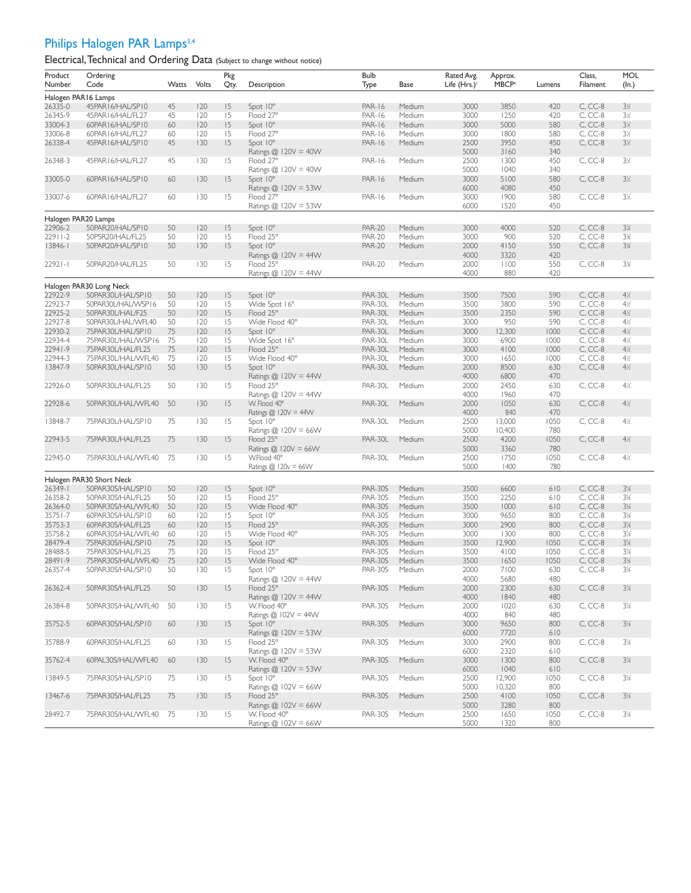# Philips Halogen PAR Lamps[3,4]

## Electrical, Technical and Ordering Data (Subject to change without notice)

| Product Number | Ordering Code | Watts | Volts | Pkg Qty. | Description | Bulb Type | Base | Rated Avg. Life (Hrs.)[1] | Approx. MBCP[4] | Lumens | Class, Filament | MOL (In.) |
|---|---|---|---|---|---|---|---|---|---|---|---|---|
| **Halogen PAR16 Lamps** | | | | | | | | | | | | |
| 26335-0 | 45PAR16/HAL/SP10 | 45 | 120 | 15 | Spot 10° | PAR-16 | Medium | 3000 | 3850 | 420 | C, CC-8 | 3⅛ |
| 26345-9 | 45PAR16/HAL/FL27 | 45 | 120 | 15 | Flood 27° | PAR-16 | Medium | 3000 | 1250 | 420 | C, CC-8 | 3⅛ |
| 33004-3 | 60PAR16/HAL/SP10 | 60 | 120 | 15 | Spot 10° | PAR-16 | Medium | 3000 | 5000 | 580 | C, CC-8 | 3⅛ |
| 33006-8 | 60PAR16/HAL/FL27 | 60 | 120 | 15 | Flood 27° | PAR-16 | Medium | 3000 | 1800 | 580 | C, CC-8 | 3⅛ |
| 26338-4 | 45PAR16/HAL/SP10 | 45 | 130 | 15 | Spot 10° | PAR-16 | Medium | 2500 | 3950 | 450 | C, CC-8 | 3⅛ |
| | | | | | Ratings @ 120V = 40W | | | 5000 | 3160 | 340 | | |
| 26348-3 | 45PAR16/HAL/FL27 | 45 | 130 | 15 | Flood 27° | PAR-16 | Medium | 2500 | 1300 | 450 | C, CC-8 | 3⅛ |
| | | | | | Ratings @ 120V = 40W | | | 5000 | 1040 | 340 | | |
| 33005-0 | 60PAR16/HAL/SP10 | 60 | 130 | 15 | Spot 10° | PAR-16 | Medium | 3000 | 5100 | 580 | C, CC-8 | 3⅛ |
| | | | | | Ratings @ 120V = 53W | | | 6000 | 4080 | 450 | | |
| 33007-6 | 60PAR16/HAL/FL27 | 60 | 130 | 15 | Flood 27° | PAR-16 | Medium | 3000 | 1900 | 580 | C, CC-8 | 3⅛ |
| | | | | | Ratings @ 120V = 53W | | | 6000 | 1520 | 450 | | |
| **Halogen PAR20 Lamps** | | | | | | | | | | | | |
| 22906-2 | 50PAR20/HAL/SP10 | 50 | 120 | 15 | Spot 10° | PAR-20 | Medium | 3000 | 4000 | 520 | C, CC-8 | 3⅜ |
| 22911-2 | 50PSR20/HAL/FL25 | 50 | 120 | 15 | Flood 25° | PAR-20 | Medium | 3000 | 900 | 520 | C, CC-8 | 3⅜ |
| 13846-1 | 50PAR20/HAL/SP10 | 50 | 130 | 15 | Spot 10° | PAR-20 | Medium | 2000 | 4150 | 550 | C, CC-8 | 3⅜ |
| | | | | | Ratings @ 120V = 44W | | | 4000 | 3320 | 420 | | |
| 22921-1 | 50PAR20/HAL/FL25 | 50 | 130 | 15 | Flood 25° | PAR-20 | Medium | 2000 | 1100 | 550 | C, CC-8 | 3⅜ |
| | | | | | Ratings @ 120V = 44W | | | 4000 | 880 | 420 | | |
| **Halogen PAR30 Long Neck** | | | | | | | | | | | | |
| 22922-9 | 50PAR30L/HAL/SP10 | 50 | 120 | 15 | Spot 10° | PAR-30L | Medium | 3500 | 7500 | 590 | C, CC-8 | 4½ |
| 22923-7 | 50PAR30L/HAL/WSP16 | 50 | 120 | 15 | Wide Spot 16° | PAR-30L | Medium | 3500 | 3800 | 590 | C, CC-8 | 4½ |
| 22925-2 | 50PAR30L/HAL/F25 | 50 | 120 | 15 | Flood 25° | PAR-30L | Medium | 3500 | 2350 | 590 | C, CC-8 | 4½ |
| 22927-8 | 50PAR30L/HAL/WFL40 | 50 | 120 | 15 | Wide Flood 40° | PAR-30L | Medium | 3000 | 950 | 590 | C, CC-8 | 4½ |
| 22930-2 | 75PAR30L/HAL/SP10 | 75 | 120 | 15 | Spot 10° | PAR-30L | Medium | 3000 | 12,300 | 1000 | C, CC-8 | 4½ |
| 22934-4 | 75PAR30L/HAL/WSP16 | 75 | 120 | 15 | Wide Spot 16° | PAR-30L | Medium | 3000 | 6900 | 1000 | C, CC-8 | 4½ |
| 22941-9 | 75PAR30L/HAL/FL25 | 75 | 120 | 15 | Flood 25° | PAR-30L | Medium | 3000 | 4100 | 1000 | C, CC-8 | 4½ |
| 22944-3 | 75PAR30L/HAL/WFL40 | 75 | 120 | 15 | Wide Flood 40° | PAR-30L | Medium | 3000 | 1650 | 1000 | C, CC-8 | 4½ |
| 13847-9 | 50PAR30L/HAL/SP10 | 50 | 130 | 15 | Spot 10° | PAR-30L | Medium | 2000 | 8500 | 630 | C, CC-8 | 4½ |
| | | | | | Ratings @ 120V = 44W | | | 4000 | 6800 | 470 | | |
| 22926-0 | 50PAR30L/HAL/FL25 | 50 | 130 | 15 | Flood 25° | PAR-30L | Medium | 2000 | 2450 | 630 | C, CC-8 | 4½ |
| | | | | | Ratings @ 120V = 44W | | | 4000 | 1960 | 470 | | |
| 22928-6 | 50PAR30L/HAL/WFL40 | 50 | 130 | 15 | W. Flood 40° | PAR-30L | Medium | 2000 | 1050 | 630 | C, CC-8 | 4½ |
| | | | | | Ratings @ 120V = 44W | | | 4000 | 840 | 470 | | |
| 13848-7 | 75PAR30L/HAL/SP10 | 75 | 130 | 15 | Spot 10° | PAR-30L | Medium | 2500 | 13,000 | 1050 | C, CC-8 | 4½ |
| | | | | | Ratings @ 120V = 66W | | | 5000 | 10,400 | 780 | | |
| 22943-5 | 75PAR30L/HAL/FL25 | 75 | 130 | 15 | Flood 25° | PAR-30L | Medium | 2500 | 4200 | 1050 | C, CC-8 | 4½ |
| | | | | | Ratings @ 120V = 66W | | | 5000 | 3360 | 780 | | |
| 22945-0 | 75PAR30L/HAL/WFL40 | 75 | 130 | 15 | W.Flood 40° | PAR-30L | Medium | 2500 | 1750 | 1050 | C, CC-8 | 4½ |
| | | | | | Ratings @ 120v = 66W | | | 5000 | 1400 | 780 | | |
| **Halogen PAR30 Short Neck** | | | | | | | | | | | | |
| 26349-1 | 50PAR30S/HAL/SP10 | 50 | 120 | 15 | Spot 10° | PAR-30S | Medium | 3500 | 6600 | 610 | C, CC-8 | 3⅝ |
| 26358-2 | 50PAR30S/HAL/FL25 | 50 | 120 | 15 | Flood 25° | PAR-30S | Medium | 3500 | 2250 | 610 | C, CC-8 | 3⅝ |
| 26364-0 | 50PAR30S/HAL/WFL40 | 50 | 120 | 15 | Wide Flood 40° | PAR-30S | Medium | 3500 | 1000 | 610 | C, CC-8 | 3⅝ |
| 35751-7 | 60PAR30S/HAL/SP10 | 60 | 120 | 15 | Spot 10° | PAR-30S | Medium | 3000 | 9650 | 800 | C, CC-8 | 3⅝ |
| 35753-3 | 60PAR30S/HAL/FL25 | 60 | 120 | 15 | Flood 25° | PAR-30S | Medium | 3000 | 2900 | 800 | C, CC-8 | 3⅝ |
| 35758-2 | 60PAR30S/HAL/WFL40 | 60 | 120 | 15 | Wide Flood 40° | PAR-30S | Medium | 3000 | 1300 | 800 | C, CC-8 | 3⅝ |
| 28479-4 | 75PAR30S/HAL/SP10 | 75 | 120 | 15 | Spot 10° | PAR-30S | Medium | 3500 | 12,900 | 1050 | C, CC-8 | 3⅝ |
| 28488-5 | 75PAR30S/HAL/FL25 | 75 | 120 | 15 | Flood 25° | PAR-30S | Medium | 3500 | 4100 | 1050 | C, CC-8 | 3⅝ |
| 28491-9 | 75PAR30S/HAL/WFL40 | 75 | 120 | 15 | Wide Flood 40° | PAR-30S | Medium | 3500 | 1650 | 1050 | C, CC-8 | 3⅝ |
| 26357-4 | 50PAR30S/HAL/SP10 | 50 | 130 | 15 | Spot 10° | PAR-30S | Medium | 2000 | 7100 | 630 | C, CC-8 | 3⅝ |
| | | | | | Ratings @ 120V = 44W | | | 4000 | 5680 | 480 | | |
| 26362-4 | 50PAR30S/HAL/FL25 | 50 | 130 | 15 | Flood 25° | PAR-30S | Medium | 2000 | 2300 | 630 | C, CC-8 | 3⅝ |
| | | | | | Ratings @ 120V = 44W | | | 4000 | 1840 | 480 | | |
| 26384-8 | 50PAR30S/HAL/WFL40 | 50 | 130 | 15 | W. Flood 40° | PAR-30S | Medium | 2000 | 1020 | 630 | C, CC-8 | 3⅝ |
| | | | | | Ratings @ 102V = 44W | | | 4000 | 840 | 480 | | |
| 35752-5 | 60PAR30S/HAL/SP10 | 60 | 130 | 15 | Spot 10° | PAR-30S | Medium | 3000 | 9650 | 800 | C, CC-8 | 3⅝ |
| | | | | | Ratings @ 120V = 53W | | | 6000 | 7720 | 610 | | |
| 35788-9 | 60PAR30S/HAL/FL25 | 60 | 130 | 15 | Flood 25° | PAR-30S | Medium | 3000 | 2900 | 800 | C, CC-8 | 3⅝ |
| | | | | | Ratings @ 120V = 53W | | | 6000 | 2320 | 610 | | |
| 35762-4 | 60PAL30S/HAL/WFL40 | 60 | 130 | 15 | W. Flood 40° | PAR-30S | Medium | 3000 | 1300 | 800 | C, CC-8 | 3⅝ |
| | | | | | Ratings @ 120V = 53W | | | 6000 | 1040 | 610 | | |
| 13849-5 | 75PAR30S/HAL/SP10 | 75 | 130 | 15 | Spot 10° | PAR-30S | Medium | 2500 | 12,900 | 1050 | C, CC-8 | 3⅝ |
| | | | | | Ratings @ 102V = 66W | | | 5000 | 10,320 | 800 | | |
| 13467-6 | 75PAR30S/HAL/FL25 | 75 | 130 | 15 | Flood 25° | PAR-30S | Medium | 2500 | 4100 | 1050 | C, CC-8 | 3⅝ |
| | | | | | Ratings @ 102V = 66W | | | 5000 | 3280 | 800 | | |
| 28492-7 | 75PAR30S/HAL/WFL40 | 75 | 130 | 15 | W. Flood 40° | PAR-30S | Medium | 2500 | 1650 | 1050 | C, CC-8 | 3⅝ |
| | | | | | Ratings @ 102V = 66W | | | 5000 | 1320 | 800 | | |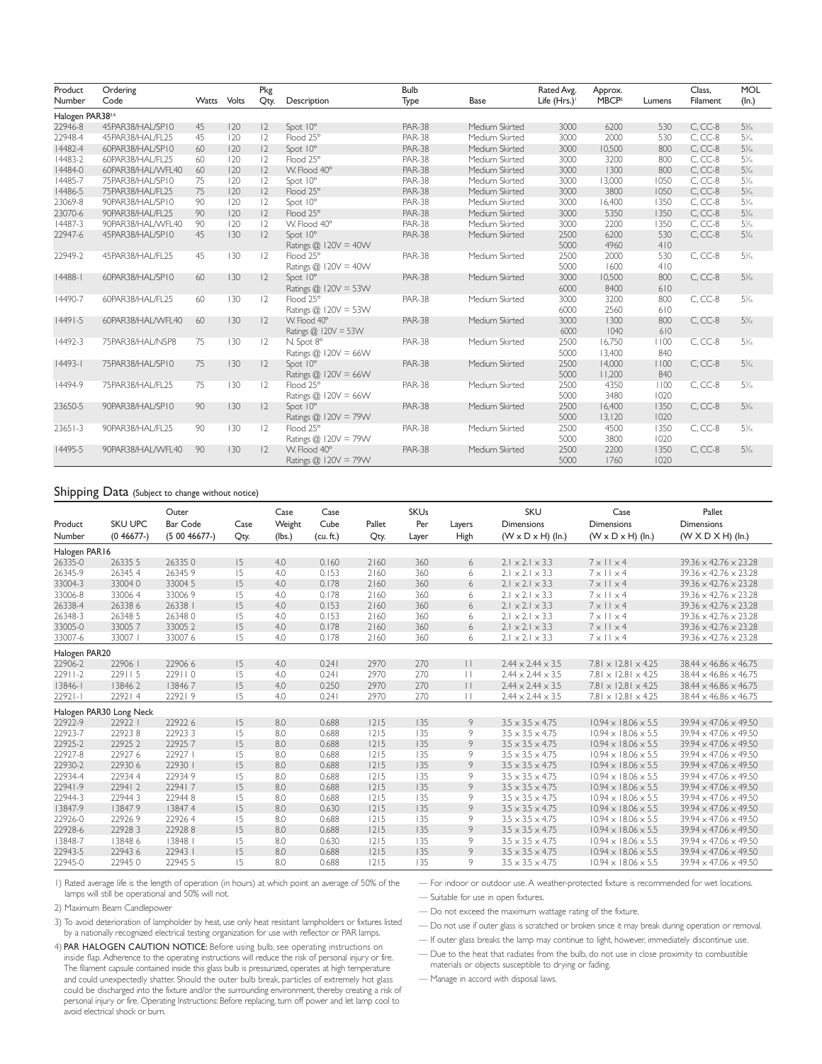| Product Number | Ordering Code | Watts | Volts | Pkg Qty. | Description | Bulb Type | Base | Rated Avg. Life (Hrs.)[1] | Approx. MBCP[2] | Lumens | Class, Filament | MOL (In.) |
|---|---|---|---|---|---|---|---|---|---|---|---|---|
| **Halogen PAR38[3,4]** | | | | | | | | | | | | |
| 22946-8 | 45PAR38/HAL/SP10 | 45 | 120 | 12 | Spot 10° | PAR-38 | Medium Skirted | 3000 | 6200 | 530 | C, CC-8 | 5³⁄₁₆ |
| 22948-4 | 45PAR38/HAL/FL25 | 45 | 120 | 12 | Flood 25° | PAR-38 | Medium Skirted | 3000 | 2000 | 530 | C, CC-8 | 5³⁄₁₆ |
| 14482-4 | 60PAR38/HAL/SP10 | 60 | 120 | 12 | Spot 10° | PAR-38 | Medium Skirted | 3000 | 10,500 | 800 | C, CC-8 | 5³⁄₁₆ |
| 14483-2 | 60PAR38/HAL/FL25 | 60 | 120 | 12 | Flood 25° | PAR-38 | Medium Skirted | 3000 | 3200 | 800 | C, CC-8 | 5³⁄₁₆ |
| 14484-0 | 60PAR38/HAL/WFL40 | 60 | 120 | 12 | W. Flood 40° | PAR-38 | Medium Skirted | 3000 | 1300 | 800 | C, CC-8 | 5³⁄₁₆ |
| 14485-7 | 75PAR38/HAL/SP10 | 75 | 120 | 12 | Spot 10° | PAR-38 | Medium Skirted | 3000 | 13,000 | 1050 | C, CC-8 | 5³⁄₁₆ |
| 14486-5 | 75PAR38/HAL/FL25 | 75 | 120 | 12 | Flood 25° | PAR-38 | Medium Skirted | 3000 | 3800 | 1050 | C, CC-8 | 5³⁄₁₆ |
| 23069-8 | 90PAR38/HAL/SP10 | 90 | 120 | 12 | Spot 10° | PAR-38 | Medium Skirted | 3000 | 16,400 | 1350 | C, CC-8 | 5³⁄₁₆ |
| 23070-6 | 90PAR38/HAL/FL25 | 90 | 120 | 12 | Flood 25° | PAR-38 | Medium Skirted | 3000 | 5350 | 1350 | C, CC-8 | 5³⁄₁₆ |
| 14487-3 | 90PAR38/HAL/WFL40 | 90 | 120 | 12 | W. Flood 40° | PAR-38 | Medium Skirted | 3000 | 2200 | 1350 | C, CC-8 | 5³⁄₁₆ |
| 22947-6 | 45PAR38/HAL/SP10 | 45 | 130 | 12 | Spot 10° | PAR-38 | Medium Skirted | 2500 | 6200 | 530 | C, CC-8 | 5³⁄₁₆ |
| | | | | | Ratings @ 120V = 40W | | | 5000 | 4960 | 410 | | |
| 22949-2 | 45PAR38/HAL/FL25 | 45 | 130 | 12 | Flood 25° | PAR-38 | Medium Skirted | 2500 | 2000 | 530 | C, CC-8 | 5³⁄₁₆ |
| | | | | | Ratings @ 120V = 40W | | | 5000 | 1600 | 410 | | |
| 14488-1 | 60PAR38/HAL/SP10 | 60 | 130 | 12 | Spot 10° | PAR-38 | Medium Skirted | 3000 | 10,500 | 800 | C, CC-8 | 5³⁄₁₆ |
| | | | | | Ratings @ 120V = 53W | | | 6000 | 8400 | 610 | | |
| 14490-7 | 60PAR38/HAL/FL25 | 60 | 130 | 12 | Flood 25° | PAR-38 | Medium Skirted | 3000 | 3200 | 800 | C, CC-8 | 5³⁄₁₆ |
| | | | | | Ratings @ 120V = 53W | | | 6000 | 2560 | 610 | | |
| 14491-5 | 60PAR38/HAL/WFL40 | 60 | 130 | 12 | W. Flood 40° | PAR-38 | Medium Skirted | 3000 | 1300 | 800 | C, CC-8 | 5³⁄₁₆ |
| | | | | | Ratings @ 120V = 53W | | | 6000 | 1040 | 610 | | |
| 14492-3 | 75PAR38/HAL/NSP8 | 75 | 130 | 12 | N. Spot 8° | PAR-38 | Medium Skirted | 2500 | 16,750 | 1100 | C, CC-8 | 5³⁄₁₆ |
| | | | | | Ratings @ 120V = 66W | | | 5000 | 13,400 | 840 | | |
| 14493-1 | 75PAR38/HAL/SP10 | 75 | 130 | 12 | Spot 10° | PAR-38 | Medium Skirted | 2500 | 14,000 | 1100 | C, CC-8 | 5³⁄₁₆ |
| | | | | | Ratings @ 120V = 66W | | | 5000 | 11,200 | 840 | | |
| 14494-9 | 75PAR38/HAL/FL25 | 75 | 130 | 12 | Flood 25° | PAR-38 | Medium Skirted | 2500 | 4350 | 1100 | C, CC-8 | 5³⁄₁₆ |
| | | | | | Ratings @ 120V = 66W | | | 5000 | 3480 | 1020 | | |
| 23650-5 | 90PAR38/HAL/SP10 | 90 | 130 | 12 | Spot 10° | PAR-38 | Medium Skirted | 2500 | 16,400 | 1350 | C, CC-8 | 5³⁄₁₆ |
| | | | | | Ratings @ 120V = 79W | | | 5000 | 13,120 | 1020 | | |
| 23651-3 | 90PAR38/HAL/FL25 | 90 | 130 | 12 | Flood 25° | PAR-38 | Medium Skirted | 2500 | 4500 | 1350 | C, CC-8 | 5³⁄₁₆ |
| | | | | | Ratings @ 120V = 79W | | | 5000 | 3800 | 1020 | | |
| 14495-5 | 90PAR38/HAL/WFL40 | 90 | 130 | 12 | W. Flood 40° | PAR-38 | Medium Skirted | 2500 | 2200 | 1350 | C, CC-8 | 5³⁄₁₆ |
| | | | | | Ratings @ 120V = 79W | | | 5000 | 1760 | 1020 | | |

## Shipping Data (Subject to change without notice)

| Product Number | SKU UPC (0 46677-) | Outer Bar Code (5 00 46677-) | Case Qty. | Case Weight (lbs.) | Case Cube (cu. ft.) | Pallet Qty. | SKUs Per Layer | Layers High | SKU Dimensions (W x D x H) (In.) | Case Dimensions (W x D x H) (In.) | Pallet Dimensions (W X D X H) (In.) |
|---|---|---|---|---|---|---|---|---|---|---|---|
| **Halogen PAR16** | | | | | | | | | | | |
| 26335-0 | 26335 5 | 26335 0 | 15 | 4.0 | 0.160 | 2160 | 360 | 6 | 2.1 x 2.1 x 3.3 | 7 x 11 x 4 | 39.36 x 42.76 x 23.28 |
| 26345-9 | 26345 4 | 26345 9 | 15 | 4.0 | 0.153 | 2160 | 360 | 6 | 2.1 x 2.1 x 3.3 | 7 x 11 x 4 | 39.36 x 42.76 x 23.28 |
| 33004-3 | 33004 0 | 33004 5 | 15 | 4.0 | 0.178 | 2160 | 360 | 6 | 2.1 x 2.1 x 3.3 | 7 x 11 x 4 | 39.36 x 42.76 x 23.28 |
| 33006-8 | 33006 4 | 33006 9 | 15 | 4.0 | 0.178 | 2160 | 360 | 6 | 2.1 x 2.1 x 3.3 | 7 x 11 x 4 | 39.36 x 42.76 x 23.28 |
| 26338-4 | 26338 6 | 26338 1 | 15 | 4.0 | 0.153 | 2160 | 360 | 6 | 2.1 x 2.1 x 3.3 | 7 x 11 x 4 | 39.36 x 42.76 x 23.28 |
| 26348-3 | 26348 5 | 26348 0 | 15 | 4.0 | 0.153 | 2160 | 360 | 6 | 2.1 x 2.1 x 3.3 | 7 x 11 x 4 | 39.36 x 42.76 x 23.28 |
| 33005-0 | 33005 7 | 33005 2 | 15 | 4.0 | 0.178 | 2160 | 360 | 6 | 2.1 x 2.1 x 3.3 | 7 x 11 x 4 | 39.36 x 42.76 x 23.28 |
| 33007-6 | 33007 1 | 33007 6 | 15 | 4.0 | 0.178 | 2160 | 360 | 6 | 2.1 x 2.1 x 3.3 | 7 x 11 x 4 | 39.36 x 42.76 x 23.28 |
| **Halogen PAR20** | | | | | | | | | | | |
| 22906-2 | 22906 1 | 22906 6 | 15 | 4.0 | 0.241 | 2970 | 270 | 11 | 2.44 x 2.44 x 3.5 | 7.81 x 12.81 x 4.25 | 38.44 x 46.86 x 46.75 |
| 22911-2 | 22911 5 | 22911 0 | 15 | 4.0 | 0.241 | 2970 | 270 | 11 | 2.44 x 2.44 x 3.5 | 7.81 x 12.81 x 4.25 | 38.44 x 46.86 x 46.75 |
| 13846-1 | 13846 2 | 13846 7 | 15 | 4.0 | 0.250 | 2970 | 270 | 11 | 2.44 x 2.44 x 3.5 | 7.81 x 12.81 x 4.25 | 38.44 x 46.86 x 46.75 |
| 22921-1 | 22921 4 | 22921 9 | 15 | 4.0 | 0.241 | 2970 | 270 | 11 | 2.44 x 2.44 x 3.5 | 7.81 x 12.81 x 4.25 | 38.44 x 46.86 x 46.75 |
| **Halogen PAR30 Long Neck** | | | | | | | | | | | |
| 22922-9 | 22922 1 | 22922 6 | 15 | 8.0 | 0.688 | 1215 | 135 | 9 | 3.5 x 3.5 x 4.75 | 10.94 x 18.06 x 5.5 | 39.94 x 47.06 x 49.50 |
| 22923-7 | 22923 8 | 22923 3 | 15 | 8.0 | 0.688 | 1215 | 135 | 9 | 3.5 x 3.5 x 4.75 | 10.94 x 18.06 x 5.5 | 39.94 x 47.06 x 49.50 |
| 22925-2 | 22925 2 | 22925 7 | 15 | 8.0 | 0.688 | 1215 | 135 | 9 | 3.5 x 3.5 x 4.75 | 10.94 x 18.06 x 5.5 | 39.94 x 47.06 x 49.50 |
| 22927-8 | 22927 6 | 22927 1 | 15 | 8.0 | 0.688 | 1215 | 135 | 9 | 3.5 x 3.5 x 4.75 | 10.94 x 18.06 x 5.5 | 39.94 x 47.06 x 49.50 |
| 22930-2 | 22930 6 | 22930 1 | 15 | 8.0 | 0.688 | 1215 | 135 | 9 | 3.5 x 3.5 x 4.75 | 10.94 x 18.06 x 5.5 | 39.94 x 47.06 x 49.50 |
| 22934-4 | 22934 4 | 22934 9 | 15 | 8.0 | 0.688 | 1215 | 135 | 9 | 3.5 x 3.5 x 4.75 | 10.94 x 18.06 x 5.5 | 39.94 x 47.06 x 49.50 |
| 22941-9 | 22941 2 | 22941 7 | 15 | 8.0 | 0.688 | 1215 | 135 | 9 | 3.5 x 3.5 x 4.75 | 10.94 x 18.06 x 5.5 | 39.94 x 47.06 x 49.50 |
| 22944-3 | 22944 3 | 22944 8 | 15 | 8.0 | 0.688 | 1215 | 135 | 9 | 3.5 x 3.5 x 4.75 | 10.94 x 18.06 x 5.5 | 39.94 x 47.06 x 49.50 |
| 13847-9 | 13847 9 | 13847 4 | 15 | 8.0 | 0.630 | 1215 | 135 | 9 | 3.5 x 3.5 x 4.75 | 10.94 x 18.06 x 5.5 | 39.94 x 47.06 x 49.50 |
| 22926-0 | 22926 9 | 22926 4 | 15 | 8.0 | 0.688 | 1215 | 135 | 9 | 3.5 x 3.5 x 4.75 | 10.94 x 18.06 x 5.5 | 39.94 x 47.06 x 49.50 |
| 22928-6 | 22928 3 | 22928 8 | 15 | 8.0 | 0.688 | 1215 | 135 | 9 | 3.5 x 3.5 x 4.75 | 10.94 x 18.06 x 5.5 | 39.94 x 47.06 x 49.50 |
| 13848-7 | 13848 6 | 13848 1 | 15 | 8.0 | 0.630 | 1215 | 135 | 9 | 3.5 x 3.5 x 4.75 | 10.94 x 18.06 x 5.5 | 39.94 x 47.06 x 49.50 |
| 22943-5 | 22943 6 | 22943 1 | 15 | 8.0 | 0.688 | 1215 | 135 | 9 | 3.5 x 3.5 x 4.75 | 10.94 x 18.06 x 5.5 | 39.94 x 47.06 x 49.50 |
| 22945-0 | 22945 0 | 22945 5 | 15 | 8.0 | 0.688 | 1215 | 135 | 9 | 3.5 x 3.5 x 4.75 | 10.94 x 18.06 x 5.5 | 39.94 x 47.06 x 49.50 |

1) Rated average life is the length of operation (in hours) at which point an average of 50% of the lamps will still be operational and 50% will not.

2) Maximum Beam Candlepower

3) To avoid deterioration of lampholder by heat, use only heat resistant lampholders or fixtures listed by a nationally recognized electrical testing organization for use with reflector or PAR lamps.

4) **PAR HALOGEN CAUTION NOTICE:** Before using bulb, see operating instructions on inside flap. Adherence to the operating instructions will reduce the risk of personal injury or fire. The filament capsule contained inside this glass bulb is pressurized, operates at high temperature and could unexpectedly shatter. Should the outer bulb break, particles of extremely hot glass could be discharged into the fixture and/or the surrounding environment, thereby creating a risk of personal injury or fire. Operating Instructions: Before replacing, turn off power and let lamp cool to avoid electrical shock or burn.

— For indoor or outdoor use. A weather-protected fixture is recommended for wet locations.

— Suitable for use in open fixtures.

— Do not exceed the maximum wattage rating of the fixture.

— Do not use if outer glass is scratched or broken since it may break during operation or removal.

— If outer glass breaks the lamp may continue to light, however, immediately discontinue use.

— Due to the heat that radiates from the bulb, do not use in close proximity to combustible materials or objects susceptible to drying or fading.

— Manage in accord with disposal laws.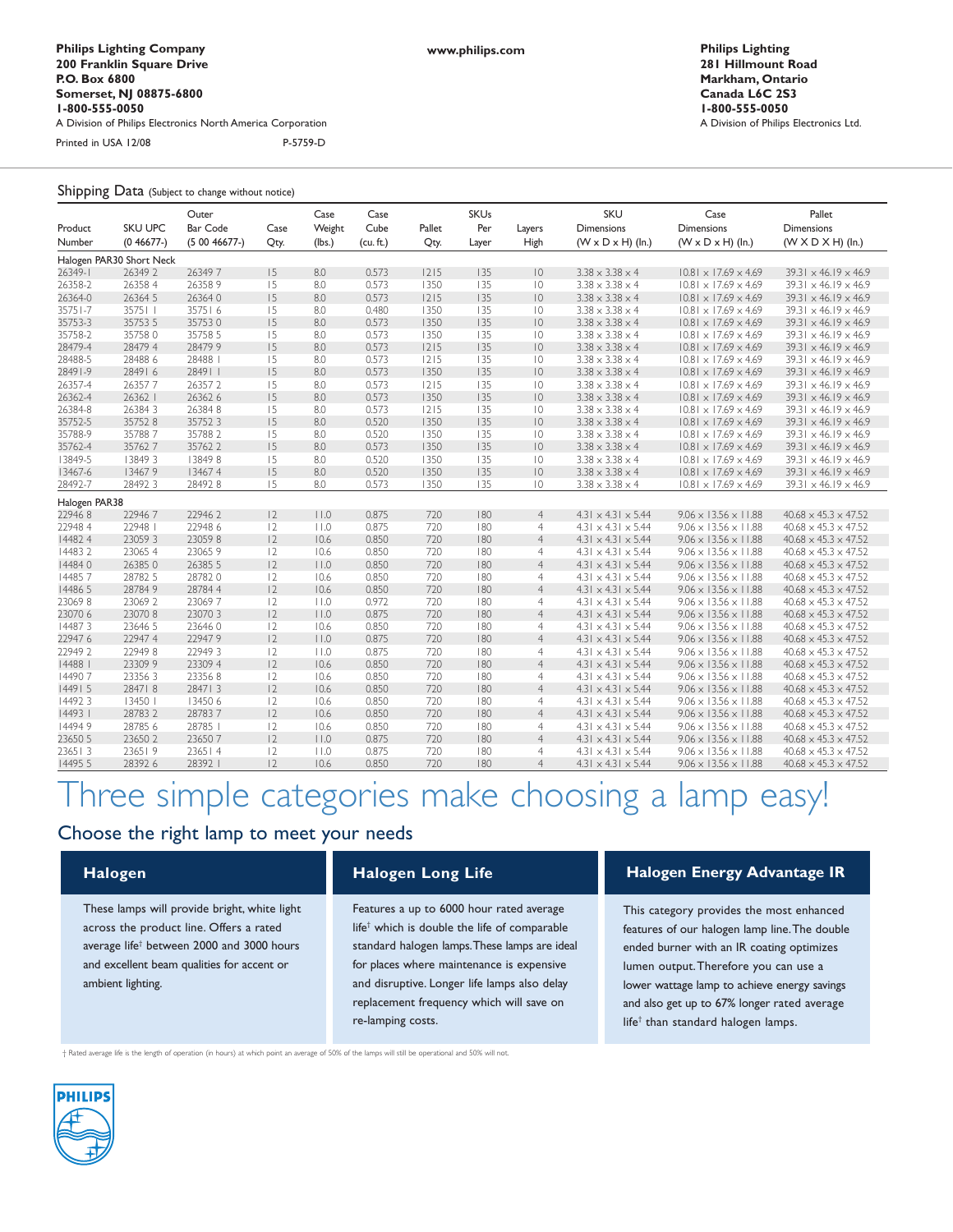**Philips Lighting Company**
**200 Franklin Square Drive**
**P.O. Box 6800**
**Somerset, NJ 08875-6800**
**1-800-555-0050**
A Division of Philips Electronics North America Corporation

Printed in USA 12/08 P-5759-D

**www.philips.com**

**Philips Lighting**
**281 Hillmount Road**
**Markham, Ontario**
**Canada L6C 2S3**
**1-800-555-0050**
A Division of Philips Electronics Ltd.

## Shipping Data (Subject to change without notice)

| Product Number | SKU UPC (0 46677-) | Outer Bar Code (5 00 46677-) | Case Qty. | Case Weight (lbs.) | Case Cube (cu. ft.) | Pallet Qty. | SKUs Per Layer | Layers High | SKU Dimensions (W x D x H) (In.) | Case Dimensions (W x D x H) (In.) | Pallet Dimensions (W X D X H) (In.) |
|---|---|---|---|---|---|---|---|---|---|---|---|
| Halogen PAR30 Short Neck | | | | | | | | | | | |
| 26349-1 | 26349 2 | 26349 7 | 15 | 8.0 | 0.573 | 1215 | 135 | 10 | 3.38 x 3.38 x 4 | 10.81 x 17.69 x 4.69 | 39.31 x 46.19 x 46.9 |
| 26358-2 | 26358 4 | 26358 9 | 15 | 8.0 | 0.573 | 1350 | 135 | 10 | 3.38 x 3.38 x 4 | 10.81 x 17.69 x 4.69 | 39.31 x 46.19 x 46.9 |
| 26364-0 | 26364 5 | 26364 0 | 15 | 8.0 | 0.573 | 1215 | 135 | 10 | 3.38 x 3.38 x 4 | 10.81 x 17.69 x 4.69 | 39.31 x 46.19 x 46.9 |
| 35751-7 | 35751 1 | 35751 6 | 15 | 8.0 | 0.480 | 1350 | 135 | 10 | 3.38 x 3.38 x 4 | 10.81 x 17.69 x 4.69 | 39.31 x 46.19 x 46.9 |
| 35753-3 | 35753 5 | 35753 0 | 15 | 8.0 | 0.573 | 1350 | 135 | 10 | 3.38 x 3.38 x 4 | 10.81 x 17.69 x 4.69 | 39.31 x 46.19 x 46.9 |
| 35758-2 | 35758 0 | 35758 5 | 15 | 8.0 | 0.573 | 1350 | 135 | 10 | 3.38 x 3.38 x 4 | 10.81 x 17.69 x 4.69 | 39.31 x 46.19 x 46.9 |
| 28479-4 | 28479 4 | 28479 9 | 15 | 8.0 | 0.573 | 1215 | 135 | 10 | 3.38 x 3.38 x 4 | 10.81 x 17.69 x 4.69 | 39.31 x 46.19 x 46.9 |
| 28488-5 | 28488 6 | 28488 1 | 15 | 8.0 | 0.573 | 1215 | 135 | 10 | 3.38 x 3.38 x 4 | 10.81 x 17.69 x 4.69 | 39.31 x 46.19 x 46.9 |
| 28491-9 | 28491 6 | 28491 1 | 15 | 8.0 | 0.573 | 1350 | 135 | 10 | 3.38 x 3.38 x 4 | 10.81 x 17.69 x 4.69 | 39.31 x 46.19 x 46.9 |
| 26357-4 | 26357 7 | 26357 2 | 15 | 8.0 | 0.573 | 1215 | 135 | 10 | 3.38 x 3.38 x 4 | 10.81 x 17.69 x 4.69 | 39.31 x 46.19 x 46.9 |
| 26362-4 | 26362 1 | 26362 6 | 15 | 8.0 | 0.573 | 1350 | 135 | 10 | 3.38 x 3.38 x 4 | 10.81 x 17.69 x 4.69 | 39.31 x 46.19 x 46.9 |
| 26384-8 | 26384 3 | 26384 8 | 15 | 8.0 | 0.573 | 1215 | 135 | 10 | 3.38 x 3.38 x 4 | 10.81 x 17.69 x 4.69 | 39.31 x 46.19 x 46.9 |
| 35752-5 | 35752 8 | 35752 3 | 15 | 8.0 | 0.520 | 1350 | 135 | 10 | 3.38 x 3.38 x 4 | 10.81 x 17.69 x 4.69 | 39.31 x 46.19 x 46.9 |
| 35788-9 | 35788 7 | 35788 2 | 15 | 8.0 | 0.520 | 1350 | 135 | 10 | 3.38 x 3.38 x 4 | 10.81 x 17.69 x 4.69 | 39.31 x 46.19 x 46.9 |
| 35762-4 | 35762 7 | 35762 2 | 15 | 8.0 | 0.573 | 1350 | 135 | 10 | 3.38 x 3.38 x 4 | 10.81 x 17.69 x 4.69 | 39.31 x 46.19 x 46.9 |
| 13849-5 | 13849 3 | 13849 8 | 15 | 8.0 | 0.520 | 1350 | 135 | 10 | 3.38 x 3.38 x 4 | 10.81 x 17.69 x 4.69 | 39.31 x 46.19 x 46.9 |
| 13467-6 | 13467 9 | 13467 4 | 15 | 8.0 | 0.520 | 1350 | 135 | 10 | 3.38 x 3.38 x 4 | 10.81 x 17.69 x 4.69 | 39.31 x 46.19 x 46.9 |
| 28492-7 | 28492 3 | 28492 8 | 15 | 8.0 | 0.573 | 1350 | 135 | 10 | 3.38 x 3.38 x 4 | 10.81 x 17.69 x 4.69 | 39.31 x 46.19 x 46.9 |
| Halogen PAR38 | | | | | | | | | | | |
| 22946 8 | 22946 7 | 22946 2 | 12 | 11.0 | 0.875 | 720 | 180 | 4 | 4.31 x 4.31 x 5.44 | 9.06 x 13.56 x 11.88 | 40.68 x 45.3 x 47.52 |
| 22948 4 | 22948 1 | 22948 6 | 12 | 11.0 | 0.875 | 720 | 180 | 4 | 4.31 x 4.31 x 5.44 | 9.06 x 13.56 x 11.88 | 40.68 x 45.3 x 47.52 |
| 14482 4 | 23059 3 | 23059 8 | 12 | 10.6 | 0.850 | 720 | 180 | 4 | 4.31 x 4.31 x 5.44 | 9.06 x 13.56 x 11.88 | 40.68 x 45.3 x 47.52 |
| 14483 2 | 23065 4 | 23065 9 | 12 | 10.6 | 0.850 | 720 | 180 | 4 | 4.31 x 4.31 x 5.44 | 9.06 x 13.56 x 11.88 | 40.68 x 45.3 x 47.52 |
| 14484 0 | 26385 0 | 26385 5 | 12 | 11.0 | 0.850 | 720 | 180 | 4 | 4.31 x 4.31 x 5.44 | 9.06 x 13.56 x 11.88 | 40.68 x 45.3 x 47.52 |
| 14485 7 | 28782 5 | 28782 0 | 12 | 10.6 | 0.850 | 720 | 180 | 4 | 4.31 x 4.31 x 5.44 | 9.06 x 13.56 x 11.88 | 40.68 x 45.3 x 47.52 |
| 14486 5 | 28784 9 | 28784 4 | 12 | 10.6 | 0.850 | 720 | 180 | 4 | 4.31 x 4.31 x 5.44 | 9.06 x 13.56 x 11.88 | 40.68 x 45.3 x 47.52 |
| 23069 8 | 23069 2 | 23069 7 | 12 | 11.0 | 0.972 | 720 | 180 | 4 | 4.31 x 4.31 x 5.44 | 9.06 x 13.56 x 11.88 | 40.68 x 45.3 x 47.52 |
| 23070 6 | 23070 8 | 23070 3 | 12 | 11.0 | 0.875 | 720 | 180 | 4 | 4.31 x 4.31 x 5.44 | 9.06 x 13.56 x 11.88 | 40.68 x 45.3 x 47.52 |
| 14487 3 | 23646 5 | 23646 0 | 12 | 10.6 | 0.850 | 720 | 180 | 4 | 4.31 x 4.31 x 5.44 | 9.06 x 13.56 x 11.88 | 40.68 x 45.3 x 47.52 |
| 22947 6 | 22947 4 | 22947 9 | 12 | 11.0 | 0.875 | 720 | 180 | 4 | 4.31 x 4.31 x 5.44 | 9.06 x 13.56 x 11.88 | 40.68 x 45.3 x 47.52 |
| 22949 2 | 22949 8 | 22949 3 | 12 | 11.0 | 0.875 | 720 | 180 | 4 | 4.31 x 4.31 x 5.44 | 9.06 x 13.56 x 11.88 | 40.68 x 45.3 x 47.52 |
| 14488 1 | 23309 9 | 23309 4 | 12 | 10.6 | 0.850 | 720 | 180 | 4 | 4.31 x 4.31 x 5.44 | 9.06 x 13.56 x 11.88 | 40.68 x 45.3 x 47.52 |
| 14490 7 | 23356 3 | 23356 8 | 12 | 10.6 | 0.850 | 720 | 180 | 4 | 4.31 x 4.31 x 5.44 | 9.06 x 13.56 x 11.88 | 40.68 x 45.3 x 47.52 |
| 14491 5 | 28471 8 | 28471 3 | 12 | 10.6 | 0.850 | 720 | 180 | 4 | 4.31 x 4.31 x 5.44 | 9.06 x 13.56 x 11.88 | 40.68 x 45.3 x 47.52 |
| 14492 3 | 13450 1 | 13450 6 | 12 | 10.6 | 0.850 | 720 | 180 | 4 | 4.31 x 4.31 x 5.44 | 9.06 x 13.56 x 11.88 | 40.68 x 45.3 x 47.52 |
| 14493 1 | 28783 2 | 28783 7 | 12 | 10.6 | 0.850 | 720 | 180 | 4 | 4.31 x 4.31 x 5.44 | 9.06 x 13.56 x 11.88 | 40.68 x 45.3 x 47.52 |
| 14494 9 | 28785 6 | 28785 1 | 12 | 10.6 | 0.850 | 720 | 180 | 4 | 4.31 x 4.31 x 5.44 | 9.06 x 13.56 x 11.88 | 40.68 x 45.3 x 47.52 |
| 23650 5 | 23650 2 | 23650 7 | 12 | 11.0 | 0.875 | 720 | 180 | 4 | 4.31 x 4.31 x 5.44 | 9.06 x 13.56 x 11.88 | 40.68 x 45.3 x 47.52 |
| 23651 3 | 23651 9 | 23651 4 | 12 | 11.0 | 0.875 | 720 | 180 | 4 | 4.31 x 4.31 x 5.44 | 9.06 x 13.56 x 11.88 | 40.68 x 45.3 x 47.52 |
| 14495 5 | 28392 6 | 28392 1 | 12 | 10.6 | 0.850 | 720 | 180 | 4 | 4.31 x 4.31 x 5.44 | 9.06 x 13.56 x 11.88 | 40.68 x 45.3 x 47.52 |

# Three simple categories make choosing a lamp easy!

## Choose the right lamp to meet your needs

### Halogen

These lamps will provide bright, white light across the product line. Offers a rated average life† between 2000 and 3000 hours and excellent beam qualities for accent or ambient lighting.

### Halogen Long Life

Features a up to 6000 hour rated average life† which is double the life of comparable standard halogen lamps. These lamps are ideal for places where maintenance is expensive and disruptive. Longer life lamps also delay replacement frequency which will save on re-lamping costs.

### Halogen Energy Advantage IR

This category provides the most enhanced features of our halogen lamp line. The double ended burner with an IR coating optimizes lumen output. Therefore you can use a lower wattage lamp to achieve energy savings and also get up to 67% longer rated average life† than standard halogen lamps.

† Rated average life is the length of operation (in hours) at which point an average of 50% of the lamps will still be operational and 50% will not.

PHILIPS